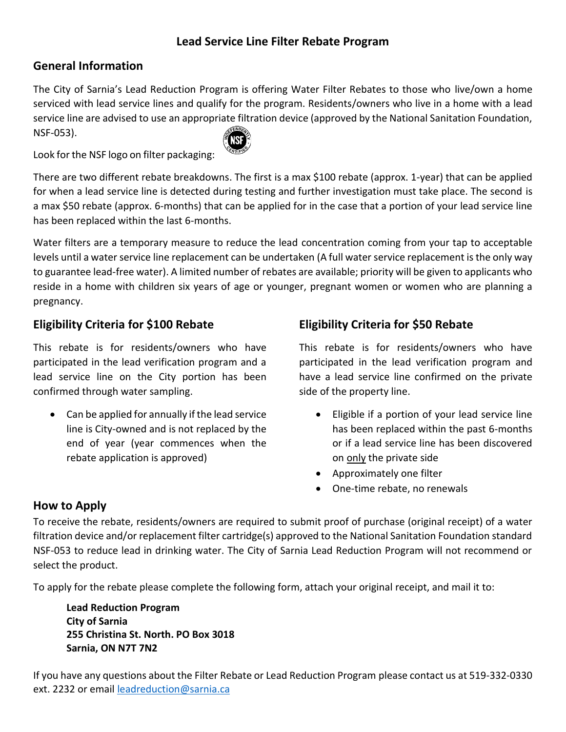# Lead Service Line Filter Rebate Program

## General Information

The City of Sarnia's Lead Reduction Program is offering Water Filter Rebates to those who live/own a home serviced with lead service lines and qualify for the program. Residents/owners who live in a home with a lead service line are advised to use an appropriate filtration device (approved by the National Sanitation Foundation, NSF-053).

Look for the NSF logo on filter packaging:

There are two different rebate breakdowns. The first is a max $100 rebate (approx. 1-year) that can be applied for when a lead service line is detected during testing and further investigation must take place. The second is a max $50 rebate (approx. 6-months) that can be applied for in the case that a portion of your lead service line has been replaced within the last 6-months.

Water filters are a temporary measure to reduce the lead concentration coming from your tap to acceptable levels until a water service line replacement can be undertaken (A full water service replacement is the only way to guarantee lead-free water). A limited number of rebates are available; priority will be given to applicants who reside in a home with children six years of age or younger, pregnant women or women who are planning a pregnancy.

## Eligibility Criteria for $100 Rebate

This rebate is for residents/owners who have participated in the lead verification program and a lead service line on the City portion has been confirmed through water sampling.

- Can be applied for annually if the lead service line is City-owned and is not replaced by the end of year (year commences when the rebate application is approved)

## Eligibility Criteria for $50 Rebate

This rebate is for residents/owners who have participated in the lead verification program and have a lead service line confirmed on the private side of the property line.

- Eligible if a portion of your lead service line has been replaced within the past 6-months or if a lead service line has been discovered on only the private side
- Approximately one filter
- One-time rebate, no renewals

## How to Apply

To receive the rebate, residents/owners are required to submit proof of purchase (original receipt) of a water filtration device and/or replacement filter cartridge(s) approved to the National Sanitation Foundation standard NSF-053 to reduce lead in drinking water. The City of Sarnia Lead Reduction Program will not recommend or select the product.

To apply for the rebate please complete the following form, attach your original receipt, and mail it to:

**Lead Reduction Program**
**City of Sarnia**
**255 Christina St. North. PO Box 3018**
**Sarnia, ON N7T 7N2**

If you have any questions about the Filter Rebate or Lead Reduction Program please contact us at 519-332-0330 ext. 2232 or email leadreduction@sarnia.ca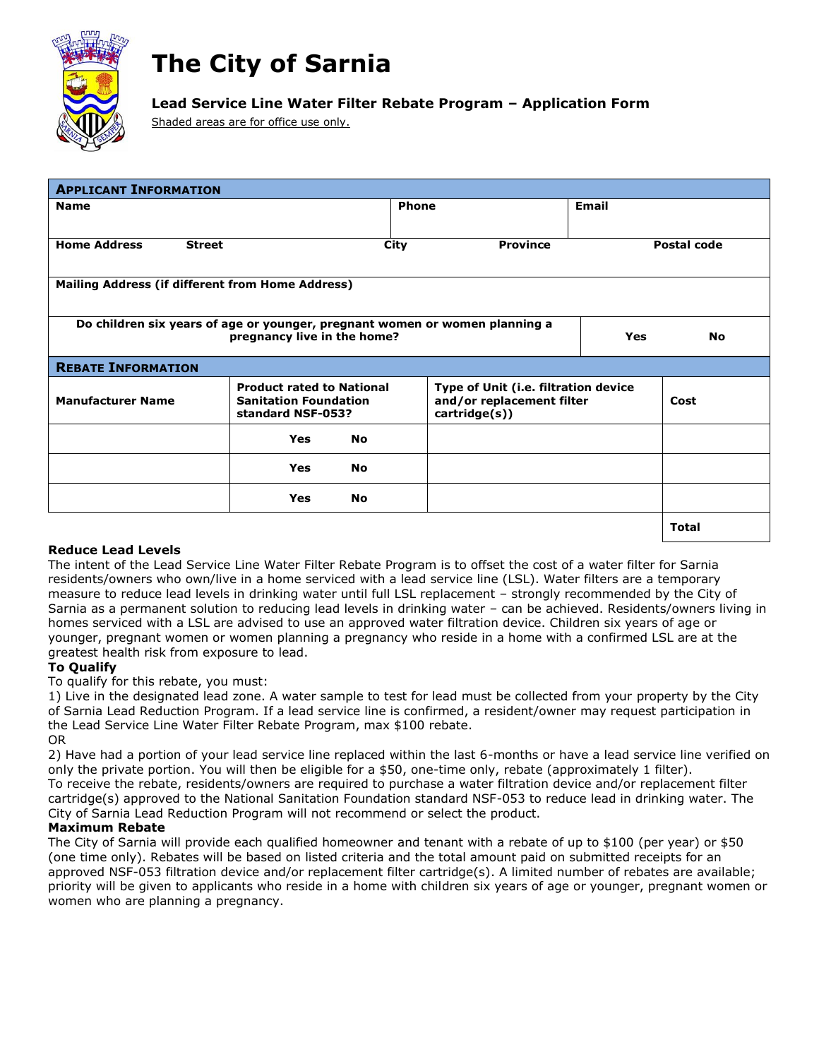# The City of Sarnia

## Lead Service Line Water Filter Rebate Program – Application Form

Shaded areas are for office use only.

| **APPLICANT INFORMATION** | | | | |
|---|---|---|---|---|
| **Name** | | **Phone** | **Email** | |
| **Home Address** | **Street** | **City** | **Province** | **Postal code** |
| **Mailing Address (if different from Home Address)** | | | | |
| **Do children six years of age or younger, pregnant women or women planning a pregnancy live in the home?** | | | **Yes** | **No** |

| **REBATE INFORMATION** | | | |
|---|---|---|---|
| **Manufacturer Name** | **Product rated to National Sanitation Foundation standard NSF-053?** | **Type of Unit (i.e. filtration device and/or replacement filter cartridge(s))** | **Cost** |
| | **Yes** **No** | | |
| | **Yes** **No** | | |
| | **Yes** **No** | | |
| | | | **Total** |

**Reduce Lead Levels**

The intent of the Lead Service Line Water Filter Rebate Program is to offset the cost of a water filter for Sarnia residents/owners who own/live in a home serviced with a lead service line (LSL). Water filters are a temporary measure to reduce lead levels in drinking water until full LSL replacement – strongly recommended by the City of Sarnia as a permanent solution to reducing lead levels in drinking water – can be achieved. Residents/owners living in homes serviced with a LSL are advised to use an approved water filtration device. Children six years of age or younger, pregnant women or women planning a pregnancy who reside in a home with a confirmed LSL are at the greatest health risk from exposure to lead.

**To Qualify**

To qualify for this rebate, you must:

1) Live in the designated lead zone. A water sample to test for lead must be collected from your property by the City of Sarnia Lead Reduction Program. If a lead service line is confirmed, a resident/owner may request participation in the Lead Service Line Water Filter Rebate Program, max $100 rebate.

OR

2) Have had a portion of your lead service line replaced within the last 6-months or have a lead service line verified on only the private portion. You will then be eligible for a $50, one-time only, rebate (approximately 1 filter).

To receive the rebate, residents/owners are required to purchase a water filtration device and/or replacement filter cartridge(s) approved to the National Sanitation Foundation standard NSF-053 to reduce lead in drinking water. The City of Sarnia Lead Reduction Program will not recommend or select the product.

**Maximum Rebate**

The City of Sarnia will provide each qualified homeowner and tenant with a rebate of up to $100 (per year) or $50 (one time only). Rebates will be based on listed criteria and the total amount paid on submitted receipts for an approved NSF-053 filtration device and/or replacement filter cartridge(s). A limited number of rebates are available; priority will be given to applicants who reside in a home with children six years of age or younger, pregnant women or women who are planning a pregnancy.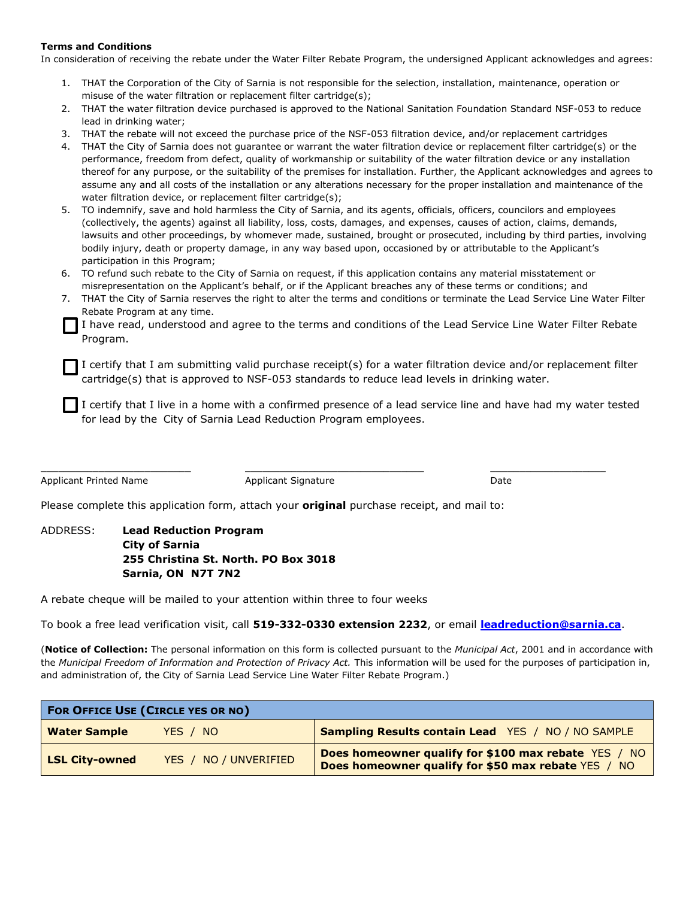**Terms and Conditions**

In consideration of receiving the rebate under the Water Filter Rebate Program, the undersigned Applicant acknowledges and agrees:

1. THAT the Corporation of the City of Sarnia is not responsible for the selection, installation, maintenance, operation or misuse of the water filtration or replacement filter cartridge(s);
2. THAT the water filtration device purchased is approved to the National Sanitation Foundation Standard NSF-053 to reduce lead in drinking water;
3. THAT the rebate will not exceed the purchase price of the NSF-053 filtration device, and/or replacement cartridges
4. THAT the City of Sarnia does not guarantee or warrant the water filtration device or replacement filter cartridge(s) or the performance, freedom from defect, quality of workmanship or suitability of the water filtration device or any installation thereof for any purpose, or the suitability of the premises for installation. Further, the Applicant acknowledges and agrees to assume any and all costs of the installation or any alterations necessary for the proper installation and maintenance of the water filtration device, or replacement filter cartridge(s);
5. TO indemnify, save and hold harmless the City of Sarnia, and its agents, officials, officers, councilors and employees (collectively, the agents) against all liability, loss, costs, damages, and expenses, causes of action, claims, demands, lawsuits and other proceedings, by whomever made, sustained, brought or prosecuted, including by third parties, involving bodily injury, death or property damage, in any way based upon, occasioned by or attributable to the Applicant's participation in this Program;
6. TO refund such rebate to the City of Sarnia on request, if this application contains any material misstatement or misrepresentation on the Applicant's behalf, or if the Applicant breaches any of these terms or conditions; and
7. THAT the City of Sarnia reserves the right to alter the terms and conditions or terminate the Lead Service Line Water Filter Rebate Program at any time.

☐ I have read, understood and agree to the terms and conditions of the Lead Service Line Water Filter Rebate Program.

☐ I certify that I am submitting valid purchase receipt(s) for a water filtration device and/or replacement filter cartridge(s) that is approved to NSF-053 standards to reduce lead levels in drinking water.

☐ I certify that I live in a home with a confirmed presence of a lead service line and have had my water tested for lead by the City of Sarnia Lead Reduction Program employees.

\_\_\_\_\_\_\_\_\_\_\_\_\_\_\_\_\_\_\_\_\_\_\_\_\_\_ Applicant Printed Name

\_\_\_\_\_\_\_\_\_\_\_\_\_\_\_\_\_\_\_\_\_\_\_\_\_\_ Applicant Signature

\_\_\_\_\_\_\_\_\_\_\_\_\_\_\_\_\_\_\_\_ Date

Please complete this application form, attach your **original** purchase receipt, and mail to:

ADDRESS: **Lead Reduction Program**
**City of Sarnia**
**255 Christina St. North. PO Box 3018**
**Sarnia, ON N7T 7N2**

A rebate cheque will be mailed to your attention within three to four weeks

To book a free lead verification visit, call **519-332-0330 extension 2232**, or email **leadreduction@sarnia.ca**.

(**Notice of Collection:** The personal information on this form is collected pursuant to the *Municipal Act*, 2001 and in accordance with the *Municipal Freedom of Information and Protection of Privacy Act.* This information will be used for the purposes of participation in, and administration of, the City of Sarnia Lead Service Line Water Filter Rebate Program.)

| **FOR OFFICE USE (CIRCLE YES OR NO)** | | |
|---|---|---|
| **Water Sample** | YES / NO | **Sampling Results contain Lead** YES / NO / NO SAMPLE |
| **LSL City-owned** | YES / NO / UNVERIFIED | **Does homeowner qualify for $100 max rebate** YES / NO<br>**Does homeowner qualify for $50 max rebate** YES / NO |